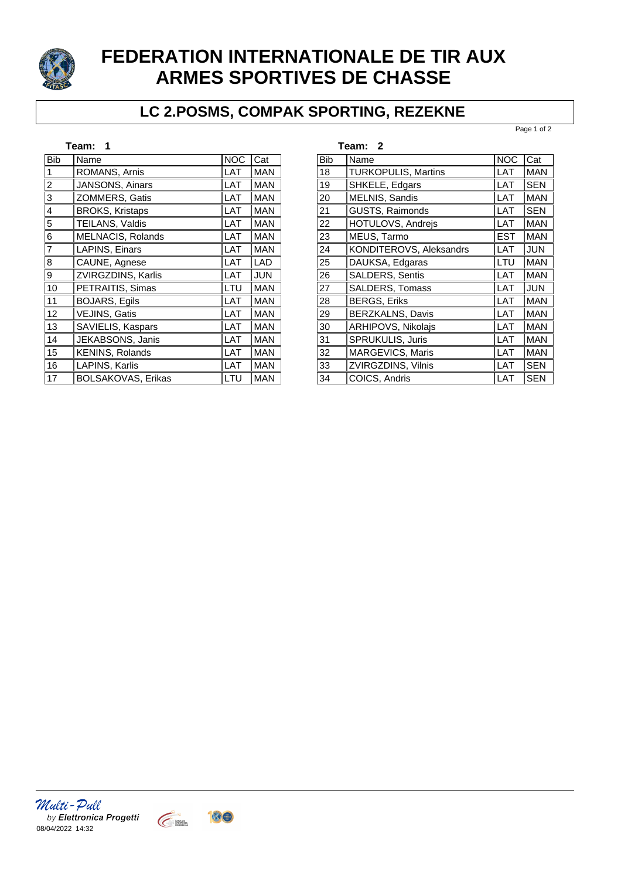# FEDERATION INTERNATIONALE DE TIR AUX ARMES SPORTIVES DE CHASSE

## LC 2.POSMS, COMPAK SPORTING, REZEKNE

**Team: 1**

| Bib | Name | NOC | Cat |
|---|---|---|---|
| 1 | ROMANS, Arnis | LAT | MAN |
| 2 | JANSONS, Ainars | LAT | MAN |
| 3 | ZOMMERS, Gatis | LAT | MAN |
| 4 | BROKS, Kristaps | LAT | MAN |
| 5 | TEILANS, Valdis | LAT | MAN |
| 6 | MELNACIS, Rolands | LAT | MAN |
| 7 | LAPINS, Einars | LAT | MAN |
| 8 | CAUNE, Agnese | LAT | LAD |
| 9 | ZVIRGZDINS, Karlis | LAT | JUN |
| 10 | PETRAITIS, Simas | LTU | MAN |
| 11 | BOJARS, Egils | LAT | MAN |
| 12 | VEJINS, Gatis | LAT | MAN |
| 13 | SAVIELIS, Kaspars | LAT | MAN |
| 14 | JEKABSONS, Janis | LAT | MAN |
| 15 | KENINS, Rolands | LAT | MAN |
| 16 | LAPINS, Karlis | LAT | MAN |
| 17 | BOLSAKOVAS, Erikas | LTU | MAN |

**Team: 2**

| Bib | Name | NOC | Cat |
|---|---|---|---|
| 18 | TURKOPULIS, Martins | LAT | MAN |
| 19 | SHKELE, Edgars | LAT | SEN |
| 20 | MELNIS, Sandis | LAT | MAN |
| 21 | GUSTS, Raimonds | LAT | SEN |
| 22 | HOTULOVS, Andrejs | LAT | MAN |
| 23 | MEUS, Tarmo | EST | MAN |
| 24 | KONDITEROVS, Aleksandrs | LAT | JUN |
| 25 | DAUKSA, Edgaras | LTU | MAN |
| 26 | SALDERS, Sentis | LAT | MAN |
| 27 | SALDERS, Tomass | LAT | JUN |
| 28 | BERGS, Eriks | LAT | MAN |
| 29 | BERZKALNS, Davis | LAT | MAN |
| 30 | ARHIPOVS, Nikolajs | LAT | MAN |
| 31 | SPRUKULIS, Juris | LAT | MAN |
| 32 | MARGEVICS, Maris | LAT | MAN |
| 33 | ZVIRGZDINS, Vilnis | LAT | SEN |
| 34 | COICS, Andris | LAT | SEN |

*Multi-Pull* by **Elettronica Progetti**
08/04/2022 14:32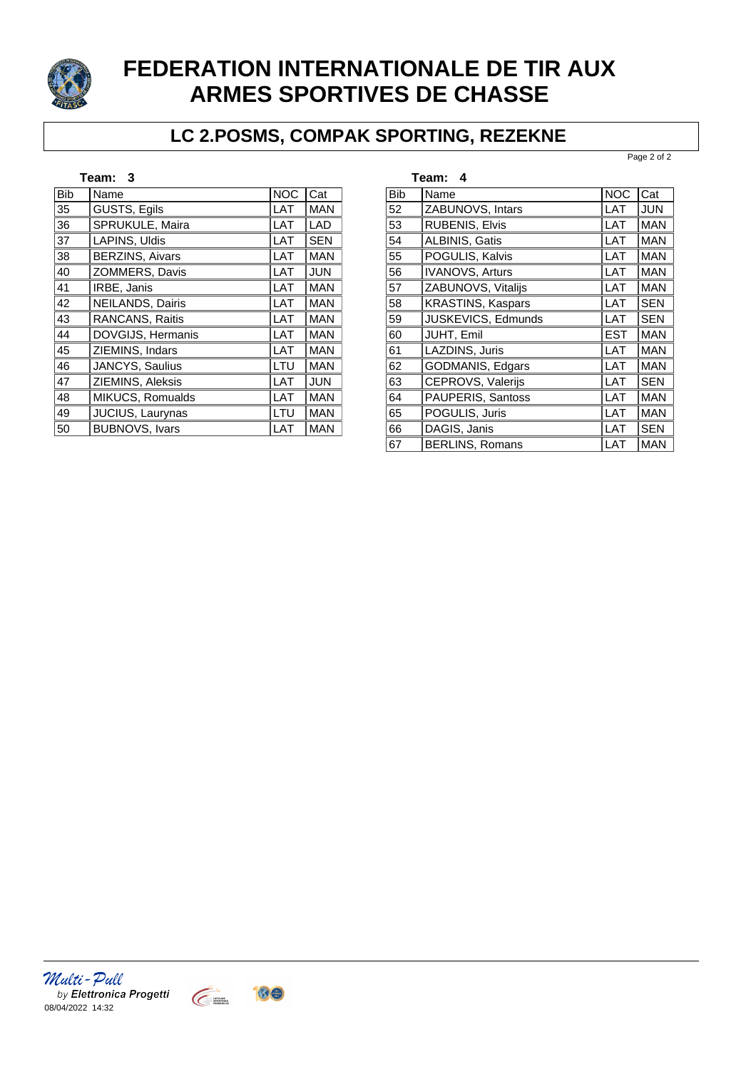# FEDERATION INTERNATIONALE DE TIR AUX ARMES SPORTIVES DE CHASSE

## LC 2.POSMS, COMPAK SPORTING, REZEKNE

**Team: 3**

| Bib | Name | NOC | Cat |
|---|---|---|---|
| 35 | GUSTS, Egils | LAT | MAN |
| 36 | SPRUKULE, Maira | LAT | LAD |
| 37 | LAPINS, Uldis | LAT | SEN |
| 38 | BERZINS, Aivars | LAT | MAN |
| 40 | ZOMMERS, Davis | LAT | JUN |
| 41 | IRBE, Janis | LAT | MAN |
| 42 | NEILANDS, Dairis | LAT | MAN |
| 43 | RANCANS, Raitis | LAT | MAN |
| 44 | DOVGIJS, Hermanis | LAT | MAN |
| 45 | ZIEMINS, Indars | LAT | MAN |
| 46 | JANCYS, Saulius | LTU | MAN |
| 47 | ZIEMINS, Aleksis | LAT | JUN |
| 48 | MIKUCS, Romualds | LAT | MAN |
| 49 | JUCIUS, Laurynas | LTU | MAN |
| 50 | BUBNOVS, Ivars | LAT | MAN |

**Team: 4**

| Bib | Name | NOC | Cat |
|---|---|---|---|
| 52 | ZABUNOVS, Intars | LAT | JUN |
| 53 | RUBENIS, Elvis | LAT | MAN |
| 54 | ALBINIS, Gatis | LAT | MAN |
| 55 | POGULIS, Kalvis | LAT | MAN |
| 56 | IVANOVS, Arturs | LAT | MAN |
| 57 | ZABUNOVS, Vitalijs | LAT | MAN |
| 58 | KRASTINS, Kaspars | LAT | SEN |
| 59 | JUSKEVICS, Edmunds | LAT | SEN |
| 60 | JUHT, Emil | EST | MAN |
| 61 | LAZDINS, Juris | LAT | MAN |
| 62 | GODMANIS, Edgars | LAT | MAN |
| 63 | CEPROVS, Valerijs | LAT | SEN |
| 64 | PAUPERIS, Santoss | LAT | MAN |
| 65 | POGULIS, Juris | LAT | MAN |
| 66 | DAGIS, Janis | LAT | SEN |
| 67 | BERLINS, Romans | LAT | MAN |

Multi-Pull by Elettronica Progetti
08/04/2022 14:32